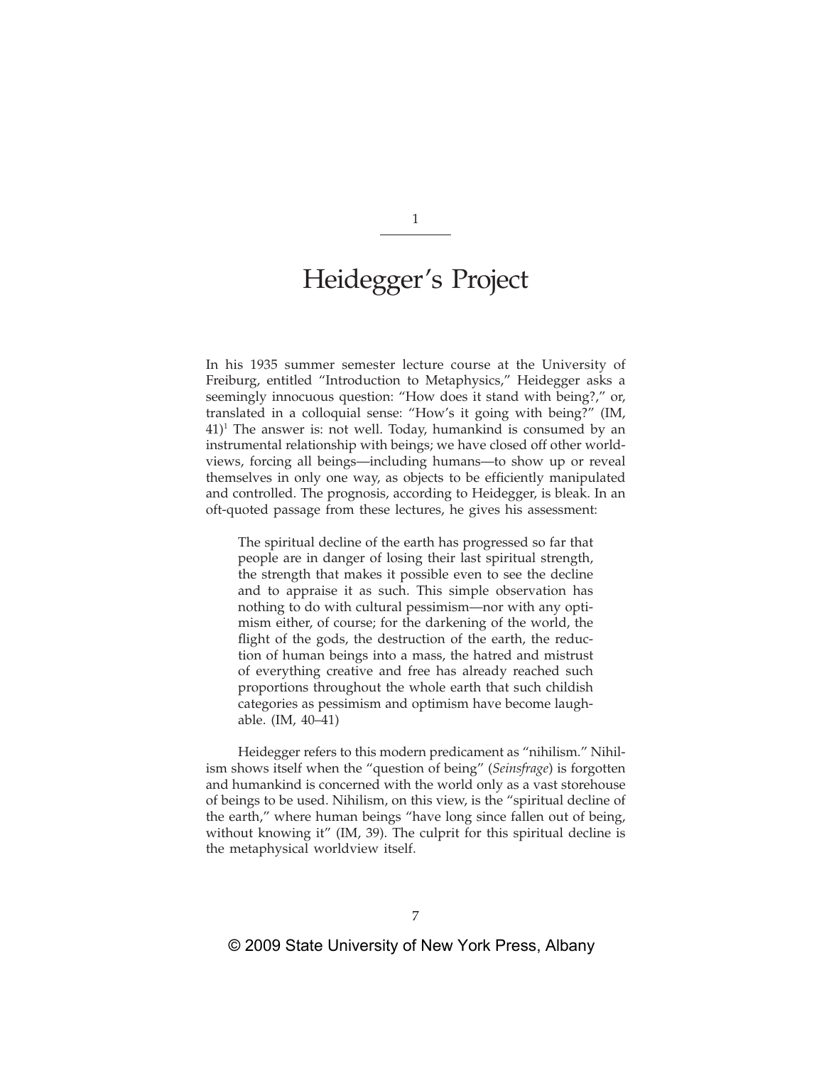# 1

# Heidegger's Project

In his 1935 summer semester lecture course at the University of Freiburg, entitled "Introduction to Metaphysics," Heidegger asks a seemingly innocuous question: "How does it stand with being?," or, translated in a colloquial sense: "How's it going with being?" (IM, 41)[1] The answer is: not well. Today, humankind is consumed by an instrumental relationship with beings; we have closed off other worldviews, forcing all beings—including humans—to show up or reveal themselves in only one way, as objects to be efficiently manipulated and controlled. The prognosis, according to Heidegger, is bleak. In an oft-quoted passage from these lectures, he gives his assessment:

> The spiritual decline of the earth has progressed so far that people are in danger of losing their last spiritual strength, the strength that makes it possible even to see the decline and to appraise it as such. This simple observation has nothing to do with cultural pessimism—nor with any optimism either, of course; for the darkening of the world, the flight of the gods, the destruction of the earth, the reduction of human beings into a mass, the hatred and mistrust of everything creative and free has already reached such proportions throughout the whole earth that such childish categories as pessimism and optimism have become laughable. (IM, 40–41)

Heidegger refers to this modern predicament as "nihilism." Nihilism shows itself when the "question of being" (*Seinsfrage*) is forgotten and humankind is concerned with the world only as a vast storehouse of beings to be used. Nihilism, on this view, is the "spiritual decline of the earth," where human beings "have long since fallen out of being, without knowing it" (IM, 39). The culprit for this spiritual decline is the metaphysical worldview itself.

© 2009 State University of New York Press, Albany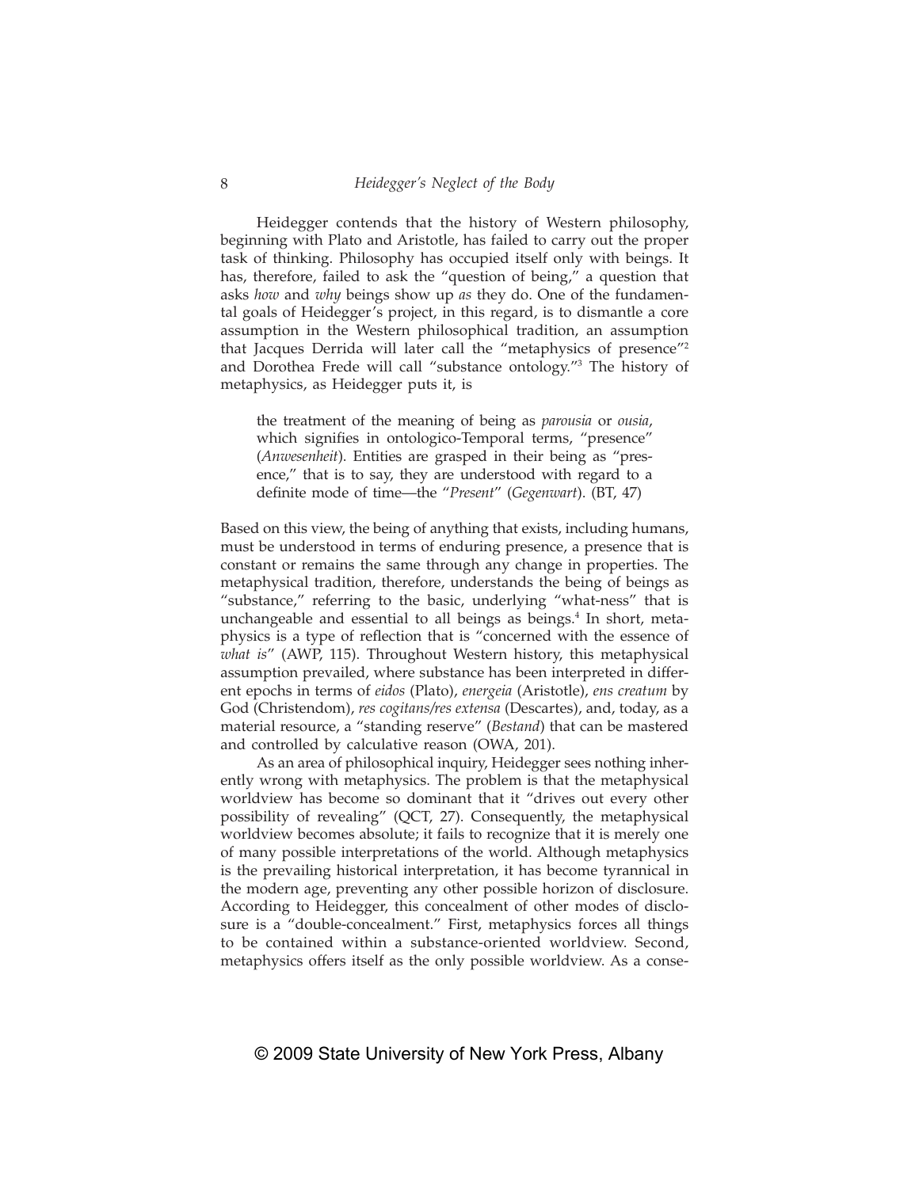Heidegger contends that the history of Western philosophy, beginning with Plato and Aristotle, has failed to carry out the proper task of thinking. Philosophy has occupied itself only with beings. It has, therefore, failed to ask the "question of being," a question that asks *how* and *why* beings show up *as* they do. One of the fundamental goals of Heidegger's project, in this regard, is to dismantle a core assumption in the Western philosophical tradition, an assumption that Jacques Derrida will later call the "metaphysics of presence"[2] and Dorothea Frede will call "substance ontology."[3] The history of metaphysics, as Heidegger puts it, is

> the treatment of the meaning of being as *parousia* or *ousia*, which signifies in ontologico-Temporal terms, "presence" (*Anwesenheit*). Entities are grasped in their being as "presence," that is to say, they are understood with regard to a definite mode of time—the "*Present*" (*Gegenwart*). (BT, 47)

Based on this view, the being of anything that exists, including humans, must be understood in terms of enduring presence, a presence that is constant or remains the same through any change in properties. The metaphysical tradition, therefore, understands the being of beings as "substance," referring to the basic, underlying "what-ness" that is unchangeable and essential to all beings as beings.[4] In short, metaphysics is a type of reflection that is "concerned with the essence of *what is*" (AWP, 115). Throughout Western history, this metaphysical assumption prevailed, where substance has been interpreted in different epochs in terms of *eidos* (Plato), *energeia* (Aristotle), *ens creatum* by God (Christendom), *res cogitans/res extensa* (Descartes), and, today, as a material resource, a "standing reserve" (*Bestand*) that can be mastered and controlled by calculative reason (OWA, 201).

As an area of philosophical inquiry, Heidegger sees nothing inherently wrong with metaphysics. The problem is that the metaphysical worldview has become so dominant that it "drives out every other possibility of revealing" (QCT, 27). Consequently, the metaphysical worldview becomes absolute; it fails to recognize that it is merely one of many possible interpretations of the world. Although metaphysics is the prevailing historical interpretation, it has become tyrannical in the modern age, preventing any other possible horizon of disclosure. According to Heidegger, this concealment of other modes of disclosure is a "double-concealment." First, metaphysics forces all things to be contained within a substance-oriented worldview. Second, metaphysics offers itself as the only possible worldview. As a conse-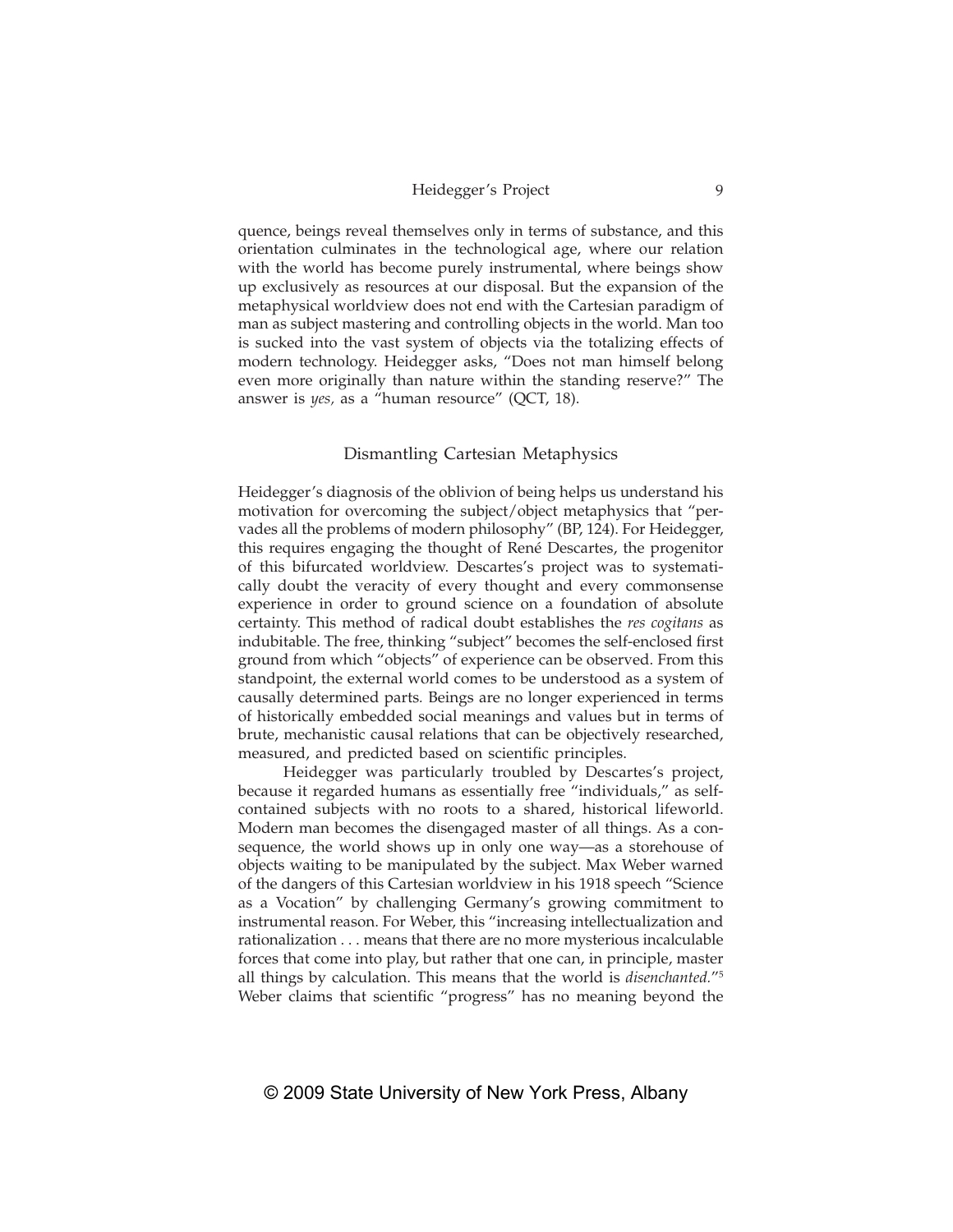quence, beings reveal themselves only in terms of substance, and this orientation culminates in the technological age, where our relation with the world has become purely instrumental, where beings show up exclusively as resources at our disposal. But the expansion of the metaphysical worldview does not end with the Cartesian paradigm of man as subject mastering and controlling objects in the world. Man too is sucked into the vast system of objects via the totalizing effects of modern technology. Heidegger asks, "Does not man himself belong even more originally than nature within the standing reserve?" The answer is *yes,* as a "human resource" (QCT, 18).

## Dismantling Cartesian Metaphysics

Heidegger's diagnosis of the oblivion of being helps us understand his motivation for overcoming the subject/object metaphysics that "pervades all the problems of modern philosophy" (BP, 124). For Heidegger, this requires engaging the thought of René Descartes, the progenitor of this bifurcated worldview. Descartes's project was to systematically doubt the veracity of every thought and every commonsense experience in order to ground science on a foundation of absolute certainty. This method of radical doubt establishes the *res cogitans* as indubitable. The free, thinking "subject" becomes the self-enclosed first ground from which "objects" of experience can be observed. From this standpoint, the external world comes to be understood as a system of causally determined parts. Beings are no longer experienced in terms of historically embedded social meanings and values but in terms of brute, mechanistic causal relations that can be objectively researched, measured, and predicted based on scientific principles.

Heidegger was particularly troubled by Descartes's project, because it regarded humans as essentially free "individuals," as self-contained subjects with no roots to a shared, historical lifeworld. Modern man becomes the disengaged master of all things. As a consequence, the world shows up in only one way—as a storehouse of objects waiting to be manipulated by the subject. Max Weber warned of the dangers of this Cartesian worldview in his 1918 speech "Science as a Vocation" by challenging Germany's growing commitment to instrumental reason. For Weber, this "increasing intellectualization and rationalization . . . means that there are no more mysterious incalculable forces that come into play, but rather that one can, in principle, master all things by calculation. This means that the world is *disenchanted.*"[5] Weber claims that scientific "progress" has no meaning beyond the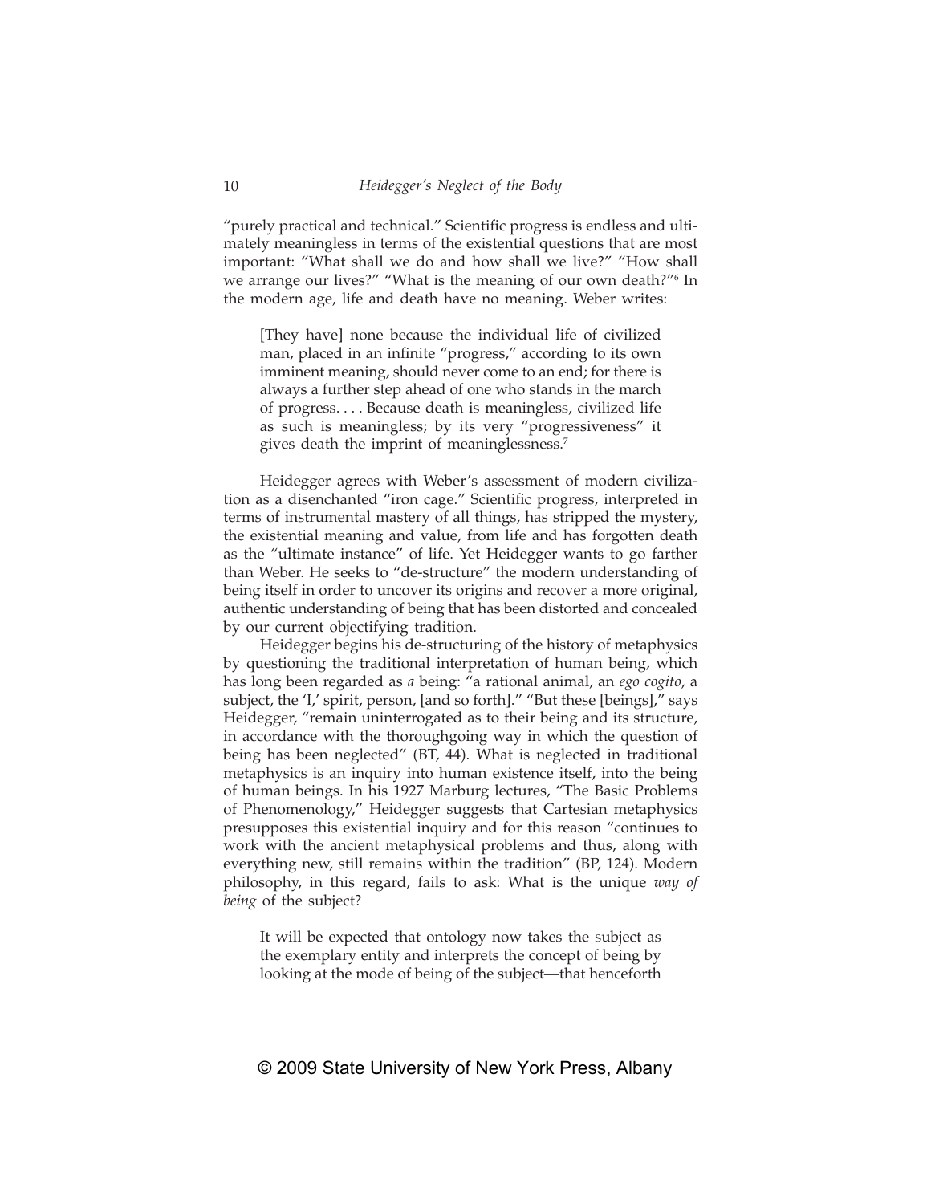"purely practical and technical." Scientific progress is endless and ultimately meaningless in terms of the existential questions that are most important: "What shall we do and how shall we live?" "How shall we arrange our lives?" "What is the meaning of our own death?"[6] In the modern age, life and death have no meaning. Weber writes:

> [They have] none because the individual life of civilized man, placed in an infinite "progress," according to its own imminent meaning, should never come to an end; for there is always a further step ahead of one who stands in the march of progress. . . . Because death is meaningless, civilized life as such is meaningless; by its very "progressiveness" it gives death the imprint of meaninglessness.[7]

Heidegger agrees with Weber's assessment of modern civilization as a disenchanted "iron cage." Scientific progress, interpreted in terms of instrumental mastery of all things, has stripped the mystery, the existential meaning and value, from life and has forgotten death as the "ultimate instance" of life. Yet Heidegger wants to go farther than Weber. He seeks to "de-structure" the modern understanding of being itself in order to uncover its origins and recover a more original, authentic understanding of being that has been distorted and concealed by our current objectifying tradition.

Heidegger begins his de-structuring of the history of metaphysics by questioning the traditional interpretation of human being, which has long been regarded as *a* being: "a rational animal, an *ego cogito*, a subject, the 'I,' spirit, person, [and so forth]." "But these [beings]," says Heidegger, "remain uninterrogated as to their being and its structure, in accordance with the thoroughgoing way in which the question of being has been neglected" (BT, 44). What is neglected in traditional metaphysics is an inquiry into human existence itself, into the being of human beings. In his 1927 Marburg lectures, "The Basic Problems of Phenomenology," Heidegger suggests that Cartesian metaphysics presupposes this existential inquiry and for this reason "continues to work with the ancient metaphysical problems and thus, along with everything new, still remains within the tradition" (BP, 124). Modern philosophy, in this regard, fails to ask: What is the unique *way of being* of the subject?

> It will be expected that ontology now takes the subject as the exemplary entity and interprets the concept of being by looking at the mode of being of the subject—that henceforth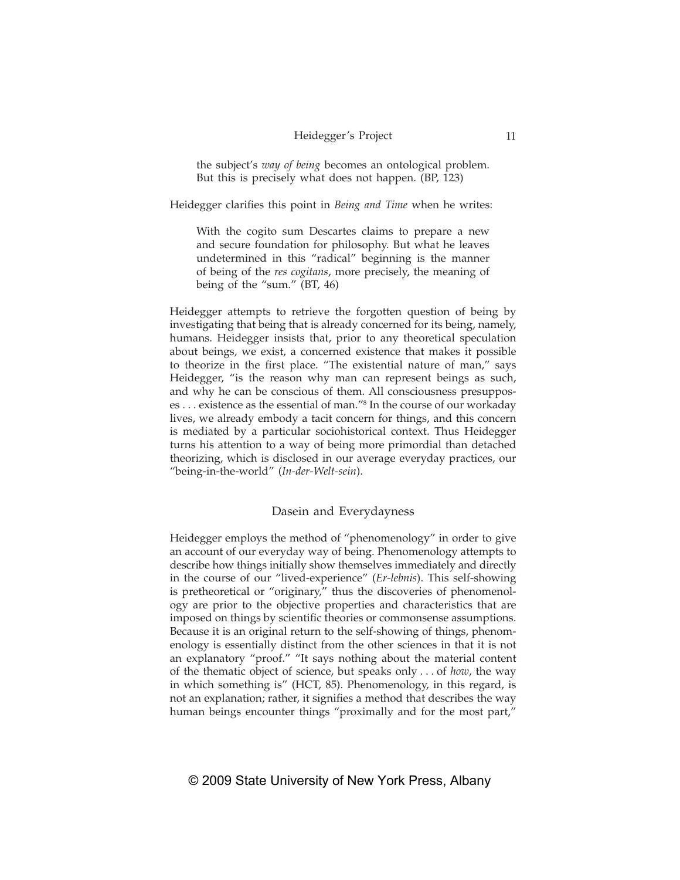> the subject's *way of being* becomes an ontological problem. But this is precisely what does not happen. (BP, 123)

Heidegger clarifies this point in *Being and Time* when he writes:

> With the cogito sum Descartes claims to prepare a new and secure foundation for philosophy. But what he leaves undetermined in this "radical" beginning is the manner of being of the *res cogitans*, more precisely, the meaning of being of the "sum." (BT, 46)

Heidegger attempts to retrieve the forgotten question of being by investigating that being that is already concerned for its being, namely, humans. Heidegger insists that, prior to any theoretical speculation about beings, we exist, a concerned existence that makes it possible to theorize in the first place. "The existential nature of man," says Heidegger, "is the reason why man can represent beings as such, and why he can be conscious of them. All consciousness presupposes . . . existence as the essential of man."[8] In the course of our workaday lives, we already embody a tacit concern for things, and this concern is mediated by a particular sociohistorical context. Thus Heidegger turns his attention to a way of being more primordial than detached theorizing, which is disclosed in our average everyday practices, our "being-in-the-world" (*In-der-Welt-sein*).

## Dasein and Everydayness

Heidegger employs the method of "phenomenology" in order to give an account of our everyday way of being. Phenomenology attempts to describe how things initially show themselves immediately and directly in the course of our "lived-experience" (*Er-lebnis*). This self-showing is pretheoretical or "originary," thus the discoveries of phenomenology are prior to the objective properties and characteristics that are imposed on things by scientific theories or commonsense assumptions. Because it is an original return to the self-showing of things, phenomenology is essentially distinct from the other sciences in that it is not an explanatory "proof." "It says nothing about the material content of the thematic object of science, but speaks only . . . of *how*, the way in which something is" (HCT, 85). Phenomenology, in this regard, is not an explanation; rather, it signifies a method that describes the way human beings encounter things "proximally and for the most part,"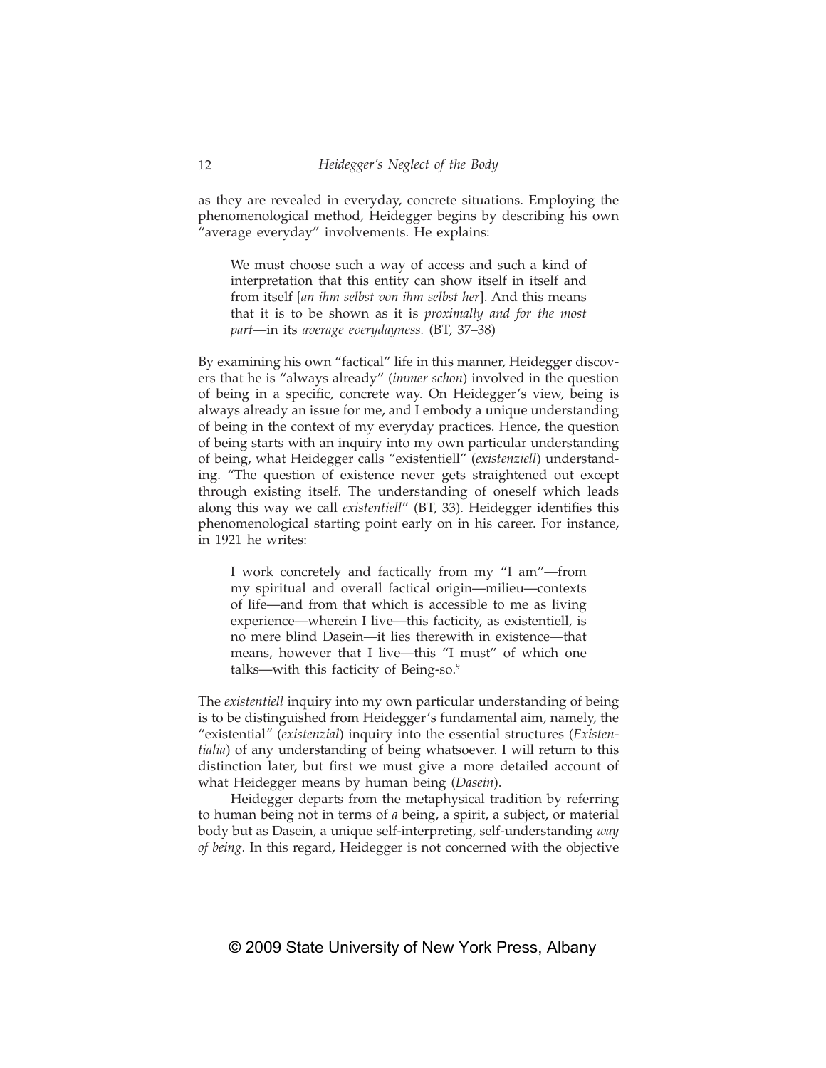as they are revealed in everyday, concrete situations. Employing the phenomenological method, Heidegger begins by describing his own "average everyday" involvements. He explains:

> We must choose such a way of access and such a kind of interpretation that this entity can show itself in itself and from itself [*an ihm selbst von ihm selbst her*]. And this means that it is to be shown as it is *proximally and for the most part*—in its *average everydayness.* (BT, 37–38)

By examining his own "factical" life in this manner, Heidegger discovers that he is "always already" (*immer schon*) involved in the question of being in a specific, concrete way. On Heidegger's view, being is always already an issue for me, and I embody a unique understanding of being in the context of my everyday practices. Hence, the question of being starts with an inquiry into my own particular understanding of being, what Heidegger calls "existentiell" (*existenziell*) understanding. "The question of existence never gets straightened out except through existing itself. The understanding of oneself which leads along this way we call *existentiell*" (BT, 33). Heidegger identifies this phenomenological starting point early on in his career. For instance, in 1921 he writes:

> I work concretely and factically from my "I am"—from my spiritual and overall factical origin—milieu—contexts of life—and from that which is accessible to me as living experience—wherein I live—this facticity, as existentiell, is no mere blind Dasein—it lies therewith in existence—that means, however that I live—this "I must" of which one talks—with this facticity of Being-so.[9]

The *existentiell* inquiry into my own particular understanding of being is to be distinguished from Heidegger's fundamental aim, namely, the "existential" (*existenzial*) inquiry into the essential structures (*Existentialia*) of any understanding of being whatsoever. I will return to this distinction later, but first we must give a more detailed account of what Heidegger means by human being (*Dasein*).

Heidegger departs from the metaphysical tradition by referring to human being not in terms of *a* being, a spirit, a subject, or material body but as Dasein, a unique self-interpreting, self-understanding *way of being*. In this regard, Heidegger is not concerned with the objective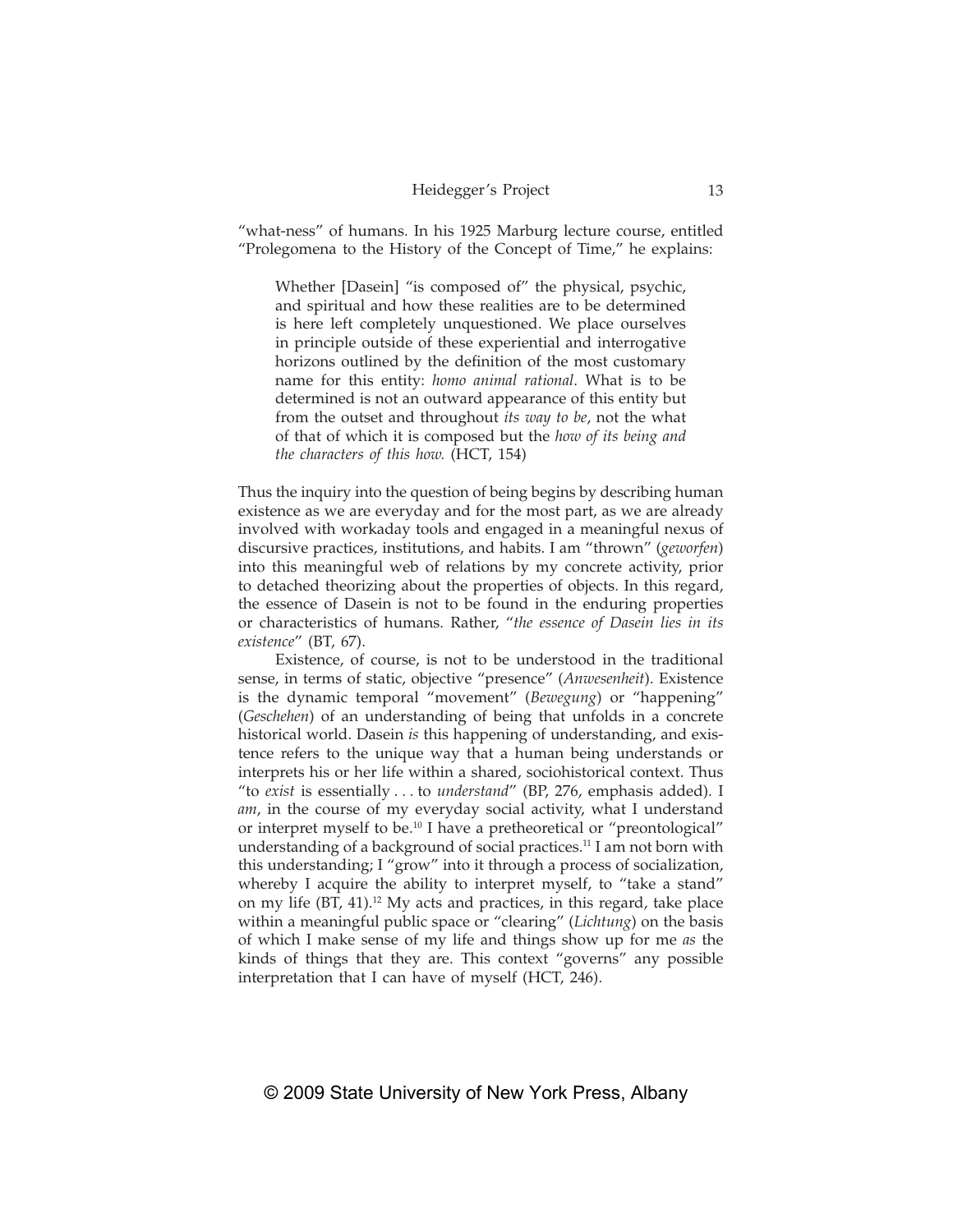"what-ness" of humans. In his 1925 Marburg lecture course, entitled "Prolegomena to the History of the Concept of Time," he explains:

> Whether [Dasein] "is composed of" the physical, psychic, and spiritual and how these realities are to be determined is here left completely unquestioned. We place ourselves in principle outside of these experiential and interrogative horizons outlined by the definition of the most customary name for this entity: *homo animal rational*. What is to be determined is not an outward appearance of this entity but from the outset and throughout *its way to be*, not the what of that of which it is composed but the *how of its being and the characters of this how.* (HCT, 154)

Thus the inquiry into the question of being begins by describing human existence as we are everyday and for the most part, as we are already involved with workaday tools and engaged in a meaningful nexus of discursive practices, institutions, and habits. I am "thrown" (*geworfen*) into this meaningful web of relations by my concrete activity, prior to detached theorizing about the properties of objects. In this regard, the essence of Dasein is not to be found in the enduring properties or characteristics of humans. Rather, "*the essence of Dasein lies in its existence*" (BT, 67).

Existence, of course, is not to be understood in the traditional sense, in terms of static, objective "presence" (*Anwesenheit*). Existence is the dynamic temporal "movement" (*Bewegung*) or "happening" (*Geschehen*) of an understanding of being that unfolds in a concrete historical world. Dasein *is* this happening of understanding, and existence refers to the unique way that a human being understands or interprets his or her life within a shared, sociohistorical context. Thus "to *exist* is essentially . . . to *understand*" (BP, 276, emphasis added). I *am*, in the course of my everyday social activity, what I understand or interpret myself to be.[10] I have a pretheoretical or "preontological" understanding of a background of social practices.[11] I am not born with this understanding; I "grow" into it through a process of socialization, whereby I acquire the ability to interpret myself, to "take a stand" on my life (BT, 41).[12] My acts and practices, in this regard, take place within a meaningful public space or "clearing" (*Lichtung*) on the basis of which I make sense of my life and things show up for me *as* the kinds of things that they are. This context "governs" any possible interpretation that I can have of myself (HCT, 246).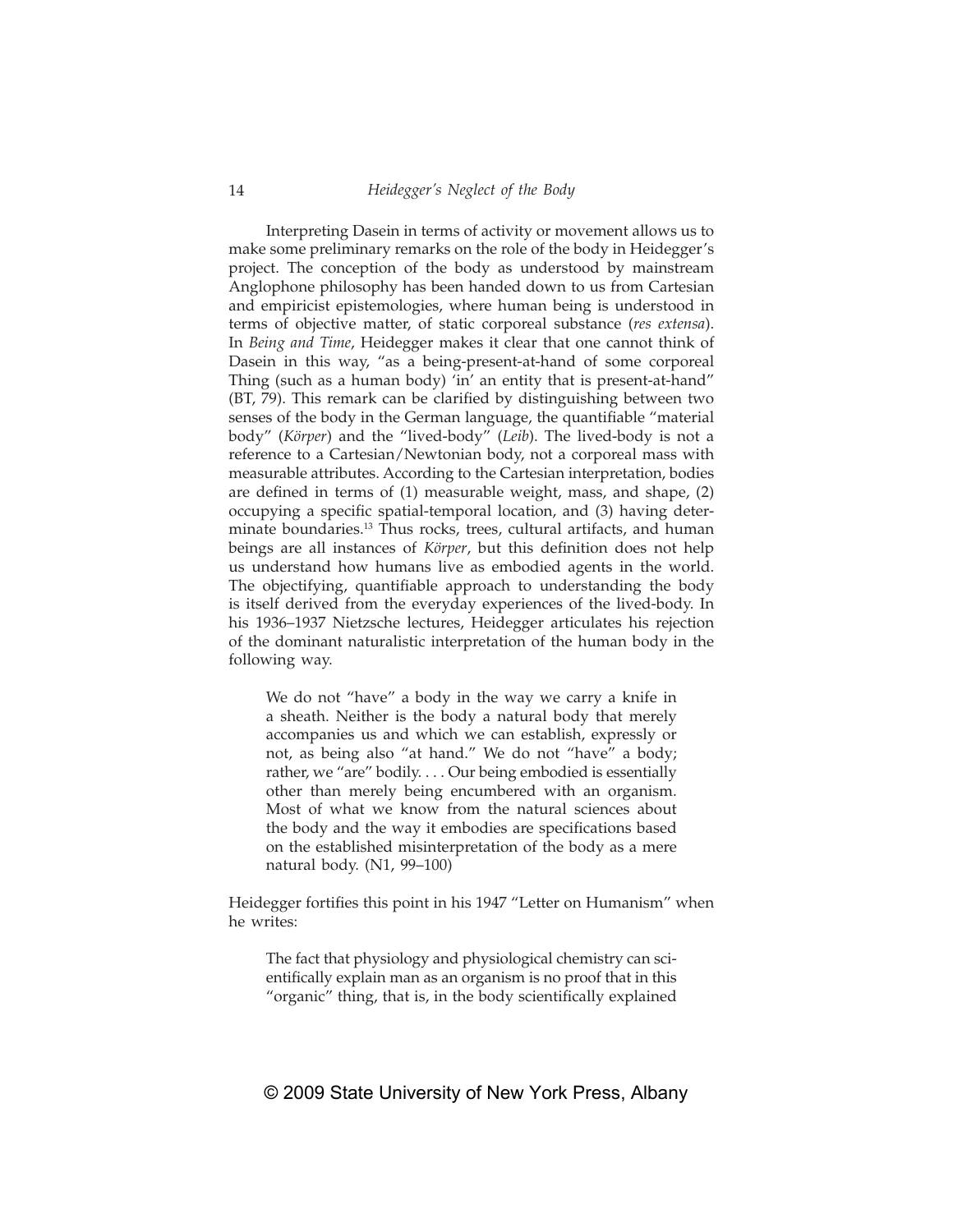Interpreting Dasein in terms of activity or movement allows us to make some preliminary remarks on the role of the body in Heidegger's project. The conception of the body as understood by mainstream Anglophone philosophy has been handed down to us from Cartesian and empiricist epistemologies, where human being is understood in terms of objective matter, of static corporeal substance (*res extensa*). In *Being and Time*, Heidegger makes it clear that one cannot think of Dasein in this way, "as a being-present-at-hand of some corporeal Thing (such as a human body) 'in' an entity that is present-at-hand" (BT, 79). This remark can be clarified by distinguishing between two senses of the body in the German language, the quantifiable "material body" (*Körper*) and the "lived-body" (*Leib*). The lived-body is not a reference to a Cartesian/Newtonian body, not a corporeal mass with measurable attributes. According to the Cartesian interpretation, bodies are defined in terms of (1) measurable weight, mass, and shape, (2) occupying a specific spatial-temporal location, and (3) having determinate boundaries.[13] Thus rocks, trees, cultural artifacts, and human beings are all instances of *Körper*, but this definition does not help us understand how humans live as embodied agents in the world. The objectifying, quantifiable approach to understanding the body is itself derived from the everyday experiences of the lived-body. In his 1936–1937 Nietzsche lectures, Heidegger articulates his rejection of the dominant naturalistic interpretation of the human body in the following way.

> We do not "have" a body in the way we carry a knife in a sheath. Neither is the body a natural body that merely accompanies us and which we can establish, expressly or not, as being also "at hand." We do not "have" a body; rather, we "are" bodily. . . . Our being embodied is essentially other than merely being encumbered with an organism. Most of what we know from the natural sciences about the body and the way it embodies are specifications based on the established misinterpretation of the body as a mere natural body. (N1, 99–100)

Heidegger fortifies this point in his 1947 "Letter on Humanism" when he writes:

> The fact that physiology and physiological chemistry can scientifically explain man as an organism is no proof that in this "organic" thing, that is, in the body scientifically explained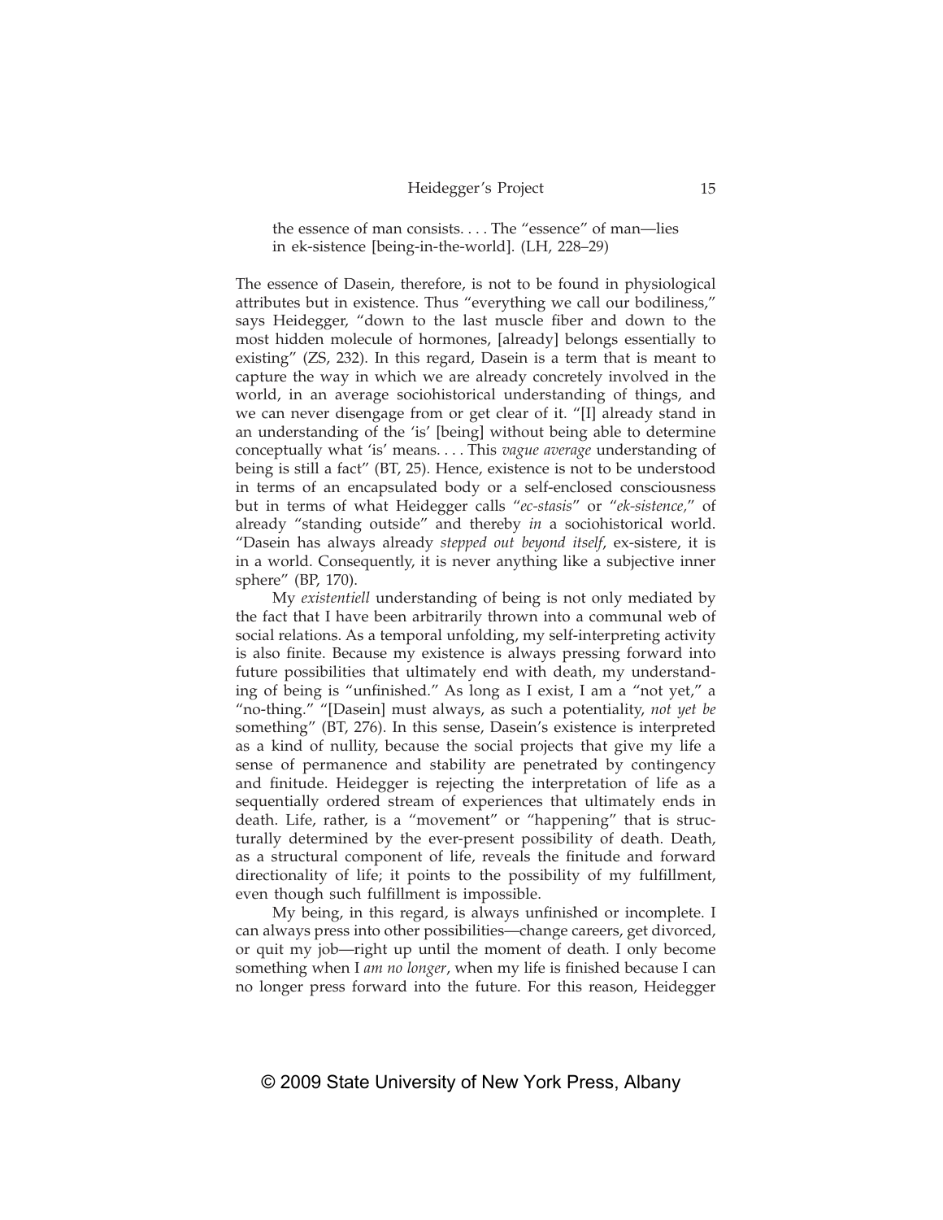> the essence of man consists. . . . The "essence" of man—lies in ek-sistence [being-in-the-world]. (LH, 228–29)

The essence of Dasein, therefore, is not to be found in physiological attributes but in existence. Thus "everything we call our bodiliness," says Heidegger, "down to the last muscle fiber and down to the most hidden molecule of hormones, [already] belongs essentially to existing" (ZS, 232). In this regard, Dasein is a term that is meant to capture the way in which we are already concretely involved in the world, in an average sociohistorical understanding of things, and we can never disengage from or get clear of it. "[I] already stand in an understanding of the 'is' [being] without being able to determine conceptually what 'is' means. . . . This *vague average* understanding of being is still a fact" (BT, 25). Hence, existence is not to be understood in terms of an encapsulated body or a self-enclosed consciousness but in terms of what Heidegger calls "*ec-stasis*" or "*ek-sistence*," of already "standing outside" and thereby *in* a sociohistorical world. "Dasein has always already *stepped out beyond itself*, ex-sistere, it is in a world. Consequently, it is never anything like a subjective inner sphere" (BP, 170).

My *existentiell* understanding of being is not only mediated by the fact that I have been arbitrarily thrown into a communal web of social relations. As a temporal unfolding, my self-interpreting activity is also finite. Because my existence is always pressing forward into future possibilities that ultimately end with death, my understanding of being is "unfinished." As long as I exist, I am a "not yet," a "no-thing." "[Dasein] must always, as such a potentiality, *not yet be* something" (BT, 276). In this sense, Dasein's existence is interpreted as a kind of nullity, because the social projects that give my life a sense of permanence and stability are penetrated by contingency and finitude. Heidegger is rejecting the interpretation of life as a sequentially ordered stream of experiences that ultimately ends in death. Life, rather, is a "movement" or "happening" that is structurally determined by the ever-present possibility of death. Death, as a structural component of life, reveals the finitude and forward directionality of life; it points to the possibility of my fulfillment, even though such fulfillment is impossible.

My being, in this regard, is always unfinished or incomplete. I can always press into other possibilities—change careers, get divorced, or quit my job—right up until the moment of death. I only become something when I *am no longer*, when my life is finished because I can no longer press forward into the future. For this reason, Heidegger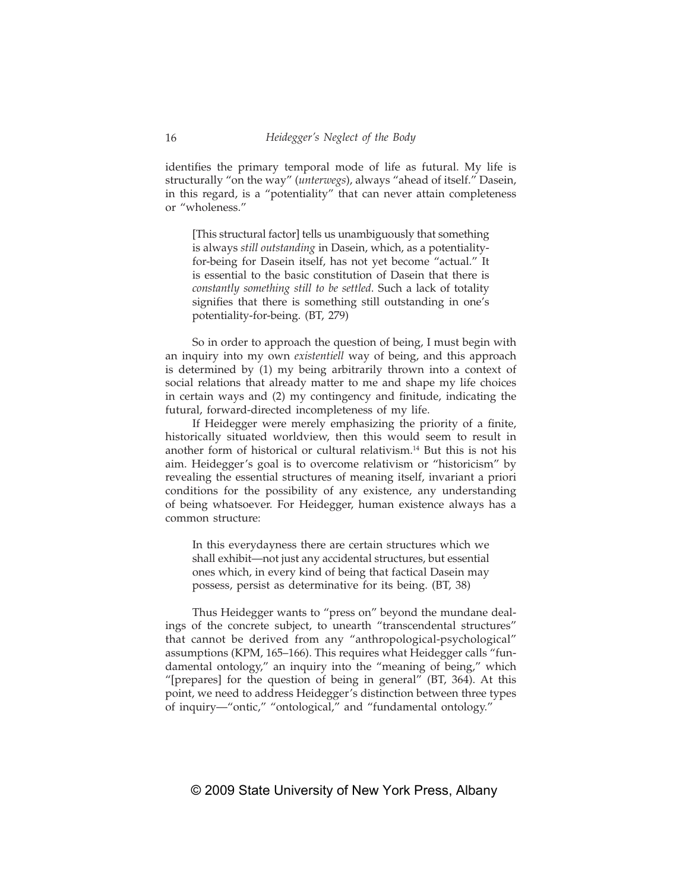identifies the primary temporal mode of life as futural. My life is structurally "on the way" (*unterwegs*), always "ahead of itself." Dasein, in this regard, is a "potentiality" that can never attain completeness or "wholeness."

> [This structural factor] tells us unambiguously that something is always *still outstanding* in Dasein, which, as a potentiality-for-being for Dasein itself, has not yet become "actual." It is essential to the basic constitution of Dasein that there is *constantly something still to be settled*. Such a lack of totality signifies that there is something still outstanding in one's potentiality-for-being. (BT, 279)

So in order to approach the question of being, I must begin with an inquiry into my own *existentiell* way of being, and this approach is determined by (1) my being arbitrarily thrown into a context of social relations that already matter to me and shape my life choices in certain ways and (2) my contingency and finitude, indicating the futural, forward-directed incompleteness of my life.

If Heidegger were merely emphasizing the priority of a finite, historically situated worldview, then this would seem to result in another form of historical or cultural relativism.[14] But this is not his aim. Heidegger's goal is to overcome relativism or "historicism" by revealing the essential structures of meaning itself, invariant a priori conditions for the possibility of any existence, any understanding of being whatsoever. For Heidegger, human existence always has a common structure:

> In this everydayness there are certain structures which we shall exhibit—not just any accidental structures, but essential ones which, in every kind of being that factical Dasein may possess, persist as determinative for its being. (BT, 38)

Thus Heidegger wants to "press on" beyond the mundane dealings of the concrete subject, to unearth "transcendental structures" that cannot be derived from any "anthropological-psychological" assumptions (KPM, 165–166). This requires what Heidegger calls "fundamental ontology," an inquiry into the "meaning of being," which "[prepares] for the question of being in general" (BT, 364). At this point, we need to address Heidegger's distinction between three types of inquiry—"ontic," "ontological," and "fundamental ontology."

© 2009 State University of New York Press, Albany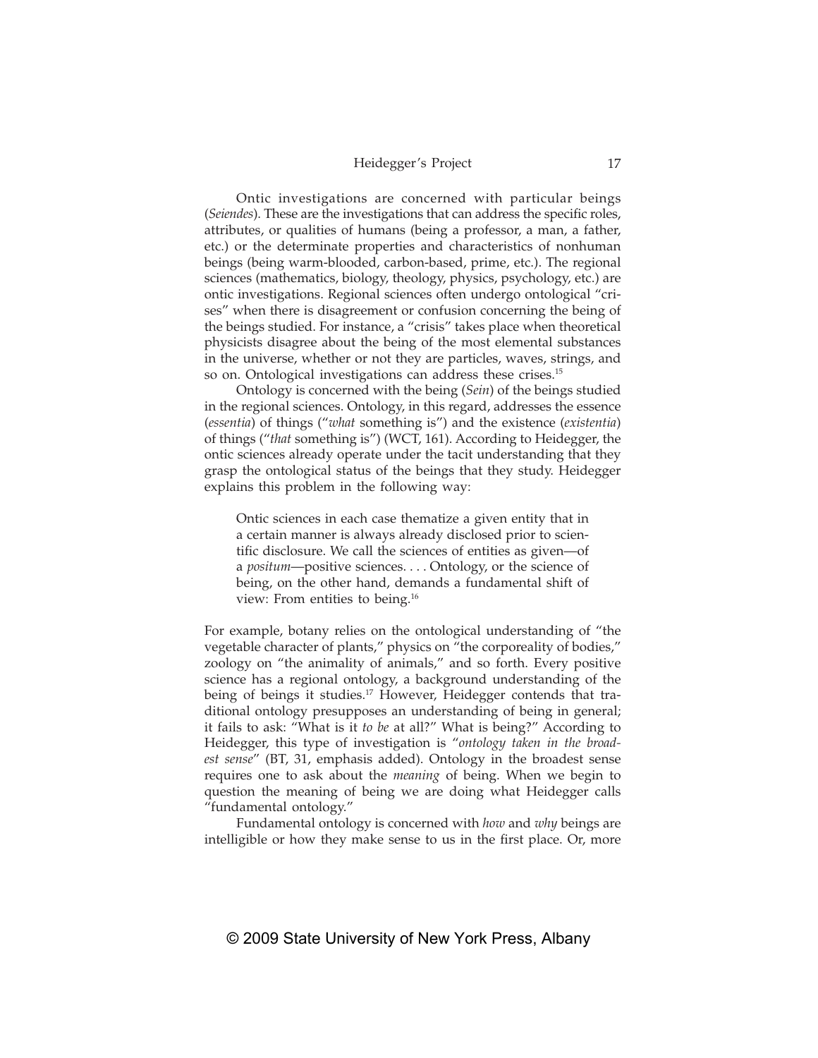Ontic investigations are concerned with particular beings (*Seiendes*). These are the investigations that can address the specific roles, attributes, or qualities of humans (being a professor, a man, a father, etc.) or the determinate properties and characteristics of nonhuman beings (being warm-blooded, carbon-based, prime, etc.). The regional sciences (mathematics, biology, theology, physics, psychology, etc.) are ontic investigations. Regional sciences often undergo ontological "crises" when there is disagreement or confusion concerning the being of the beings studied. For instance, a "crisis" takes place when theoretical physicists disagree about the being of the most elemental substances in the universe, whether or not they are particles, waves, strings, and so on. Ontological investigations can address these crises.[15]

Ontology is concerned with the being (*Sein*) of the beings studied in the regional sciences. Ontology, in this regard, addresses the essence (*essentia*) of things ("*what* something is") and the existence (*existentia*) of things ("*that* something is") (WCT, 161). According to Heidegger, the ontic sciences already operate under the tacit understanding that they grasp the ontological status of the beings that they study. Heidegger explains this problem in the following way:

> Ontic sciences in each case thematize a given entity that in a certain manner is always already disclosed prior to scientific disclosure. We call the sciences of entities as given—of a *positum*—positive sciences. . . . Ontology, or the science of being, on the other hand, demands a fundamental shift of view: From entities to being.[16]

For example, botany relies on the ontological understanding of "the vegetable character of plants," physics on "the corporeality of bodies," zoology on "the animality of animals," and so forth. Every positive science has a regional ontology, a background understanding of the being of beings it studies.[17] However, Heidegger contends that traditional ontology presupposes an understanding of being in general; it fails to ask: "What is it *to be* at all?" What is being?" According to Heidegger, this type of investigation is "*ontology taken in the broadest sense*" (BT, 31, emphasis added). Ontology in the broadest sense requires one to ask about the *meaning* of being. When we begin to question the meaning of being we are doing what Heidegger calls "fundamental ontology."

Fundamental ontology is concerned with *how* and *why* beings are intelligible or how they make sense to us in the first place. Or, more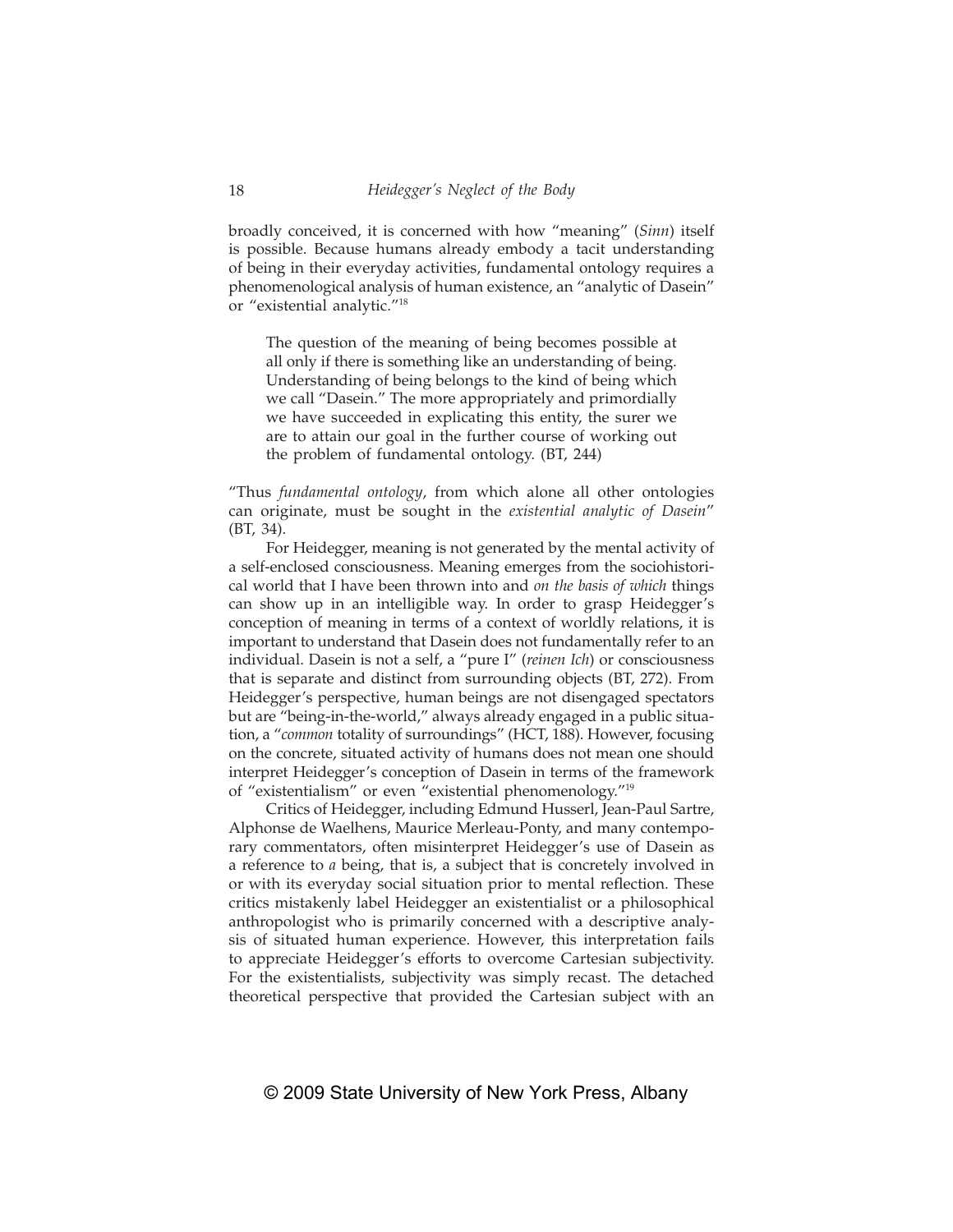broadly conceived, it is concerned with how "meaning" (*Sinn*) itself is possible. Because humans already embody a tacit understanding of being in their everyday activities, fundamental ontology requires a phenomenological analysis of human existence, an "analytic of Dasein" or "existential analytic."[18]

> The question of the meaning of being becomes possible at all only if there is something like an understanding of being. Understanding of being belongs to the kind of being which we call "Dasein." The more appropriately and primordially we have succeeded in explicating this entity, the surer we are to attain our goal in the further course of working out the problem of fundamental ontology. (BT, 244)

"Thus *fundamental ontology*, from which alone all other ontologies can originate, must be sought in the *existential analytic of Dasein*" (BT, 34).

For Heidegger, meaning is not generated by the mental activity of a self-enclosed consciousness. Meaning emerges from the sociohistorical world that I have been thrown into and *on the basis of which* things can show up in an intelligible way. In order to grasp Heidegger's conception of meaning in terms of a context of worldly relations, it is important to understand that Dasein does not fundamentally refer to an individual. Dasein is not a self, a "pure I" (*reinen Ich*) or consciousness that is separate and distinct from surrounding objects (BT, 272). From Heidegger's perspective, human beings are not disengaged spectators but are "being-in-the-world," always already engaged in a public situation, a "*common* totality of surroundings" (HCT, 188). However, focusing on the concrete, situated activity of humans does not mean one should interpret Heidegger's conception of Dasein in terms of the framework of "existentialism" or even "existential phenomenology."[19]

Critics of Heidegger, including Edmund Husserl, Jean-Paul Sartre, Alphonse de Waelhens, Maurice Merleau-Ponty, and many contemporary commentators, often misinterpret Heidegger's use of Dasein as a reference to *a* being, that is, a subject that is concretely involved in or with its everyday social situation prior to mental reflection. These critics mistakenly label Heidegger an existentialist or a philosophical anthropologist who is primarily concerned with a descriptive analysis of situated human experience. However, this interpretation fails to appreciate Heidegger's efforts to overcome Cartesian subjectivity. For the existentialists, subjectivity was simply recast. The detached theoretical perspective that provided the Cartesian subject with an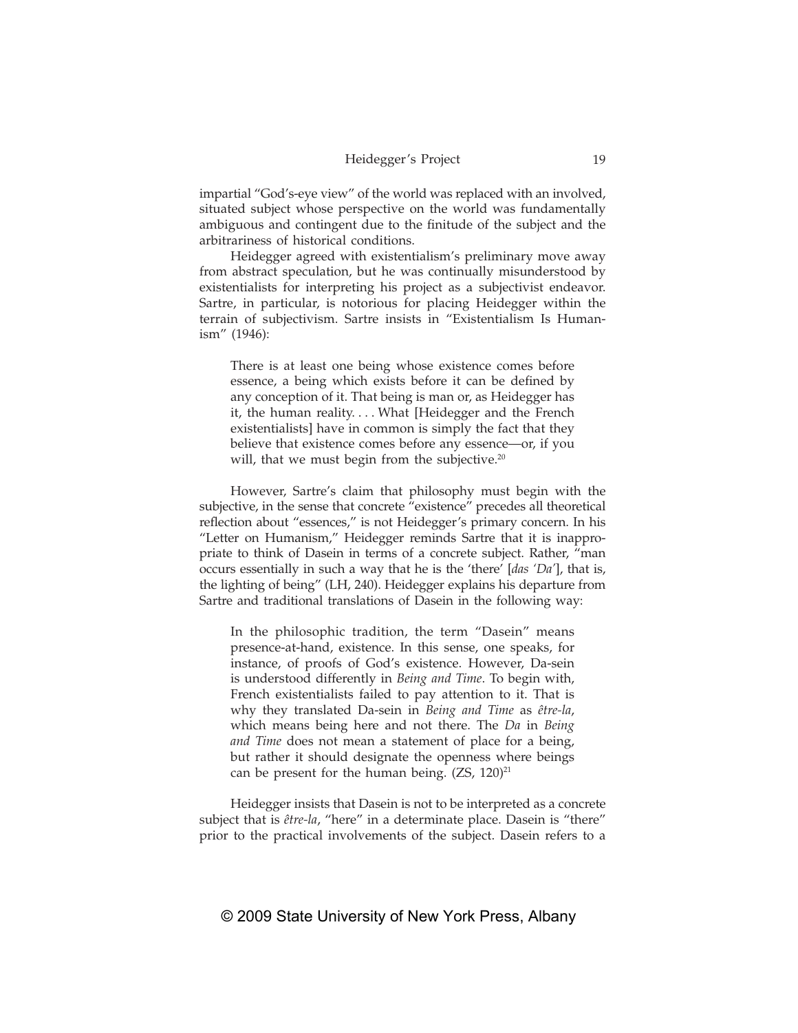impartial "God's-eye view" of the world was replaced with an involved, situated subject whose perspective on the world was fundamentally ambiguous and contingent due to the finitude of the subject and the arbitrariness of historical conditions.

Heidegger agreed with existentialism's preliminary move away from abstract speculation, but he was continually misunderstood by existentialists for interpreting his project as a subjectivist endeavor. Sartre, in particular, is notorious for placing Heidegger within the terrain of subjectivism. Sartre insists in "Existentialism Is Humanism" (1946):

> There is at least one being whose existence comes before essence, a being which exists before it can be defined by any conception of it. That being is man or, as Heidegger has it, the human reality. . . . What [Heidegger and the French existentialists] have in common is simply the fact that they believe that existence comes before any essence—or, if you will, that we must begin from the subjective.[20]

However, Sartre's claim that philosophy must begin with the subjective, in the sense that concrete "existence" precedes all theoretical reflection about "essences," is not Heidegger's primary concern. In his "Letter on Humanism," Heidegger reminds Sartre that it is inappropriate to think of Dasein in terms of a concrete subject. Rather, "man occurs essentially in such a way that he is the 'there' [*das 'Da'*], that is, the lighting of being" (LH, 240). Heidegger explains his departure from Sartre and traditional translations of Dasein in the following way:

> In the philosophic tradition, the term "Dasein" means presence-at-hand, existence. In this sense, one speaks, for instance, of proofs of God's existence. However, Da-sein is understood differently in *Being and Time*. To begin with, French existentialists failed to pay attention to it. That is why they translated Da-sein in *Being and Time* as *être-la*, which means being here and not there. The *Da* in *Being and Time* does not mean a statement of place for a being, but rather it should designate the openness where beings can be present for the human being. (ZS, 120)[21]

Heidegger insists that Dasein is not to be interpreted as a concrete subject that is *être-la*, "here" in a determinate place. Dasein is "there" prior to the practical involvements of the subject. Dasein refers to a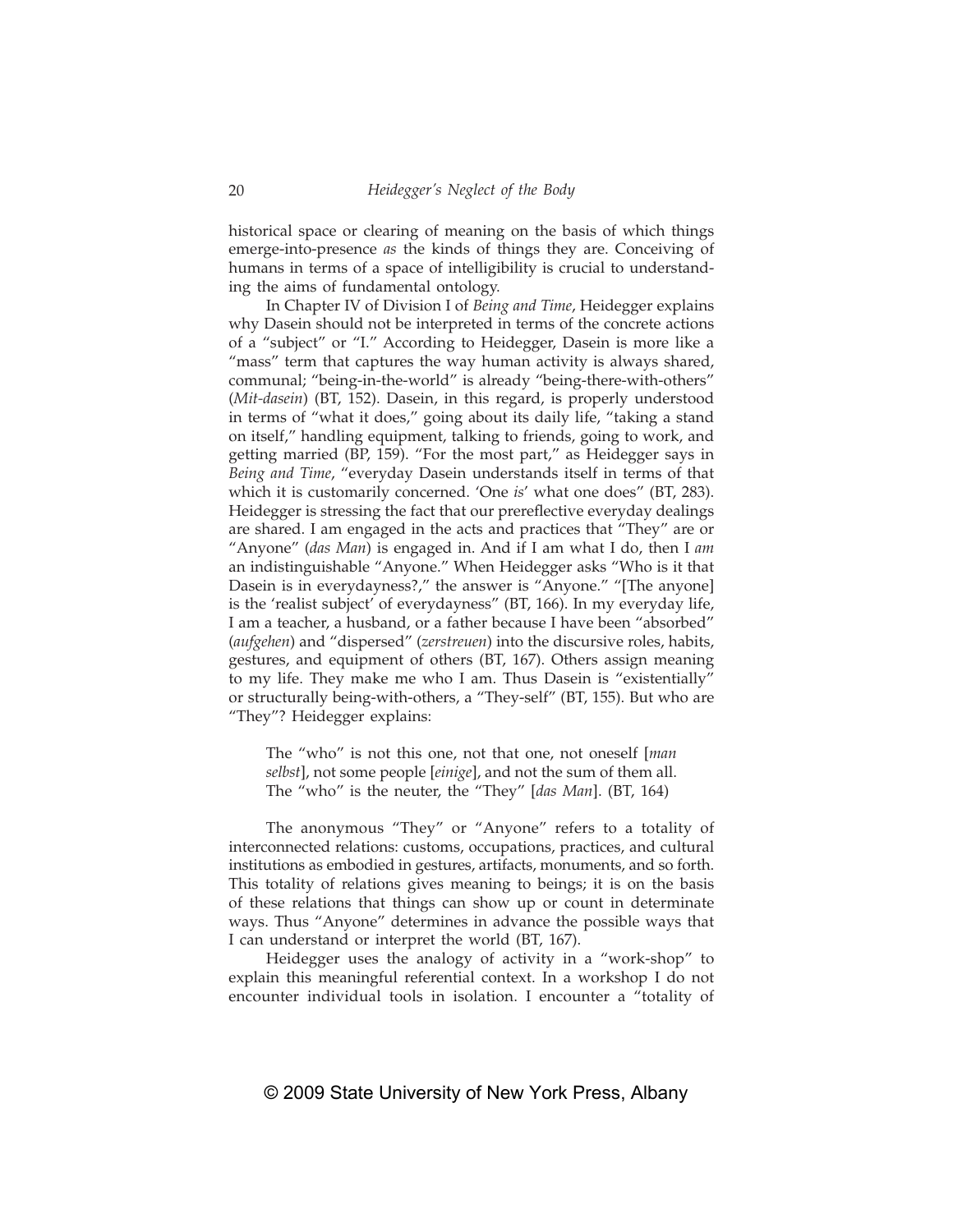historical space or clearing of meaning on the basis of which things emerge-into-presence *as* the kinds of things they are. Conceiving of humans in terms of a space of intelligibility is crucial to understanding the aims of fundamental ontology.

In Chapter IV of Division I of *Being and Time*, Heidegger explains why Dasein should not be interpreted in terms of the concrete actions of a "subject" or "I." According to Heidegger, Dasein is more like a "mass" term that captures the way human activity is always shared, communal; "being-in-the-world" is already "being-there-with-others" (*Mit-dasein*) (BT, 152). Dasein, in this regard, is properly understood in terms of "what it does," going about its daily life, "taking a stand on itself," handling equipment, talking to friends, going to work, and getting married (BP, 159). "For the most part," as Heidegger says in *Being and Time*, "everyday Dasein understands itself in terms of that which it is customarily concerned. 'One *is*' what one does" (BT, 283). Heidegger is stressing the fact that our prereflective everyday dealings are shared. I am engaged in the acts and practices that "They" are or "Anyone" (*das Man*) is engaged in. And if I am what I do, then I *am* an indistinguishable "Anyone." When Heidegger asks "Who is it that Dasein is in everydayness?," the answer is "Anyone." "[The anyone] is the 'realist subject' of everydayness" (BT, 166). In my everyday life, I am a teacher, a husband, or a father because I have been "absorbed" (*aufgehen*) and "dispersed" (*zerstreuen*) into the discursive roles, habits, gestures, and equipment of others (BT, 167). Others assign meaning to my life. They make me who I am. Thus Dasein is "existentially" or structurally being-with-others, a "They-self" (BT, 155). But who are "They"? Heidegger explains:

> The "who" is not this one, not that one, not oneself [*man selbst*], not some people [*einige*], and not the sum of them all. The "who" is the neuter, the "They" [*das Man*]. (BT, 164)

The anonymous "They" or "Anyone" refers to a totality of interconnected relations: customs, occupations, practices, and cultural institutions as embodied in gestures, artifacts, monuments, and so forth. This totality of relations gives meaning to beings; it is on the basis of these relations that things can show up or count in determinate ways. Thus "Anyone" determines in advance the possible ways that I can understand or interpret the world (BT, 167).

Heidegger uses the analogy of activity in a "work-shop" to explain this meaningful referential context. In a workshop I do not encounter individual tools in isolation. I encounter a "totality of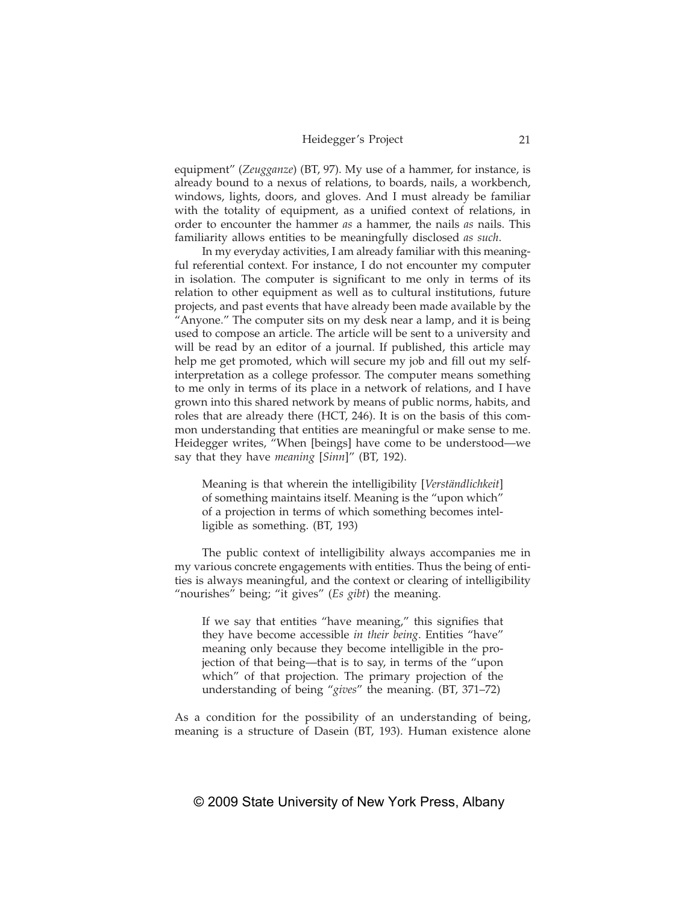equipment" (*Zeugganze*) (BT, 97). My use of a hammer, for instance, is already bound to a nexus of relations, to boards, nails, a workbench, windows, lights, doors, and gloves. And I must already be familiar with the totality of equipment, as a unified context of relations, in order to encounter the hammer *as* a hammer, the nails *as* nails. This familiarity allows entities to be meaningfully disclosed *as such*.

In my everyday activities, I am already familiar with this meaningful referential context. For instance, I do not encounter my computer in isolation. The computer is significant to me only in terms of its relation to other equipment as well as to cultural institutions, future projects, and past events that have already been made available by the "Anyone." The computer sits on my desk near a lamp, and it is being used to compose an article. The article will be sent to a university and will be read by an editor of a journal. If published, this article may help me get promoted, which will secure my job and fill out my self-interpretation as a college professor. The computer means something to me only in terms of its place in a network of relations, and I have grown into this shared network by means of public norms, habits, and roles that are already there (HCT, 246). It is on the basis of this common understanding that entities are meaningful or make sense to me. Heidegger writes, "When [beings] have come to be understood—we say that they have *meaning* [*Sinn*]" (BT, 192).

> Meaning is that wherein the intelligibility [*Verständlichkeit*] of something maintains itself. Meaning is the "upon which" of a projection in terms of which something becomes intelligible as something. (BT, 193)

The public context of intelligibility always accompanies me in my various concrete engagements with entities. Thus the being of entities is always meaningful, and the context or clearing of intelligibility "nourishes" being; "it gives" (*Es gibt*) the meaning.

> If we say that entities "have meaning," this signifies that they have become accessible *in their being*. Entities "have" meaning only because they become intelligible in the projection of that being—that is to say, in terms of the "upon which" of that projection. The primary projection of the understanding of being "*gives*" the meaning. (BT, 371–72)

As a condition for the possibility of an understanding of being, meaning is a structure of Dasein (BT, 193). Human existence alone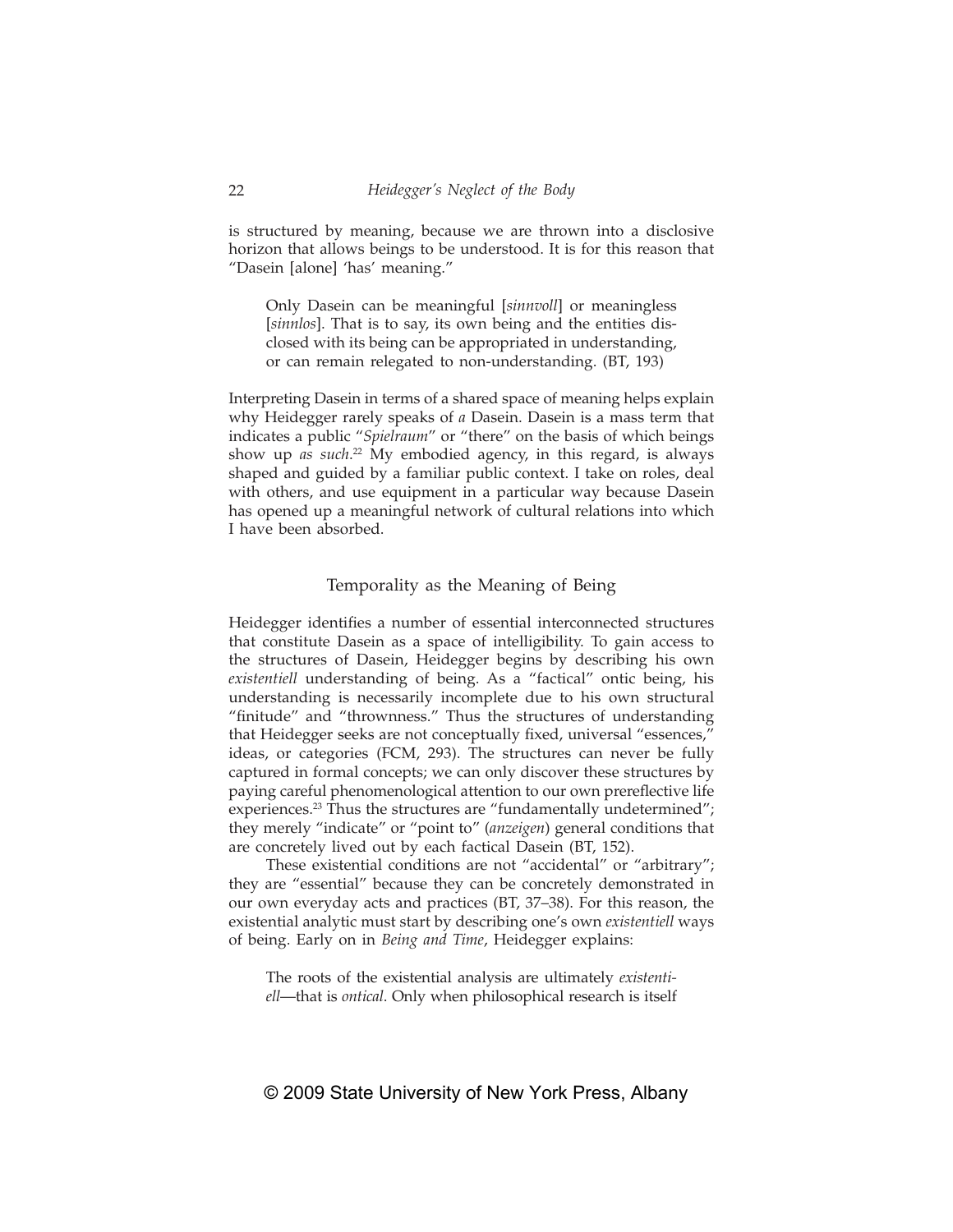is structured by meaning, because we are thrown into a disclosive horizon that allows beings to be understood. It is for this reason that "Dasein [alone] 'has' meaning."

> Only Dasein can be meaningful [*sinnvoll*] or meaningless [*sinnlos*]. That is to say, its own being and the entities disclosed with its being can be appropriated in understanding, or can remain relegated to non-understanding. (BT, 193)

Interpreting Dasein in terms of a shared space of meaning helps explain why Heidegger rarely speaks of *a* Dasein. Dasein is a mass term that indicates a public "*Spielraum*" or "there" on the basis of which beings show up *as such*.[22] My embodied agency, in this regard, is always shaped and guided by a familiar public context. I take on roles, deal with others, and use equipment in a particular way because Dasein has opened up a meaningful network of cultural relations into which I have been absorbed.

## Temporality as the Meaning of Being

Heidegger identifies a number of essential interconnected structures that constitute Dasein as a space of intelligibility. To gain access to the structures of Dasein, Heidegger begins by describing his own *existentiell* understanding of being. As a "factical" ontic being, his understanding is necessarily incomplete due to his own structural "finitude" and "thrownness." Thus the structures of understanding that Heidegger seeks are not conceptually fixed, universal "essences," ideas, or categories (FCM, 293). The structures can never be fully captured in formal concepts; we can only discover these structures by paying careful phenomenological attention to our own prereflective life experiences.[23] Thus the structures are "fundamentally undetermined"; they merely "indicate" or "point to" (*anzeigen*) general conditions that are concretely lived out by each factical Dasein (BT, 152).

These existential conditions are not "accidental" or "arbitrary"; they are "essential" because they can be concretely demonstrated in our own everyday acts and practices (BT, 37–38). For this reason, the existential analytic must start by describing one's own *existentiell* ways of being. Early on in *Being and Time*, Heidegger explains:

> The roots of the existential analysis are ultimately *existentiell*—that is *ontical*. Only when philosophical research is itself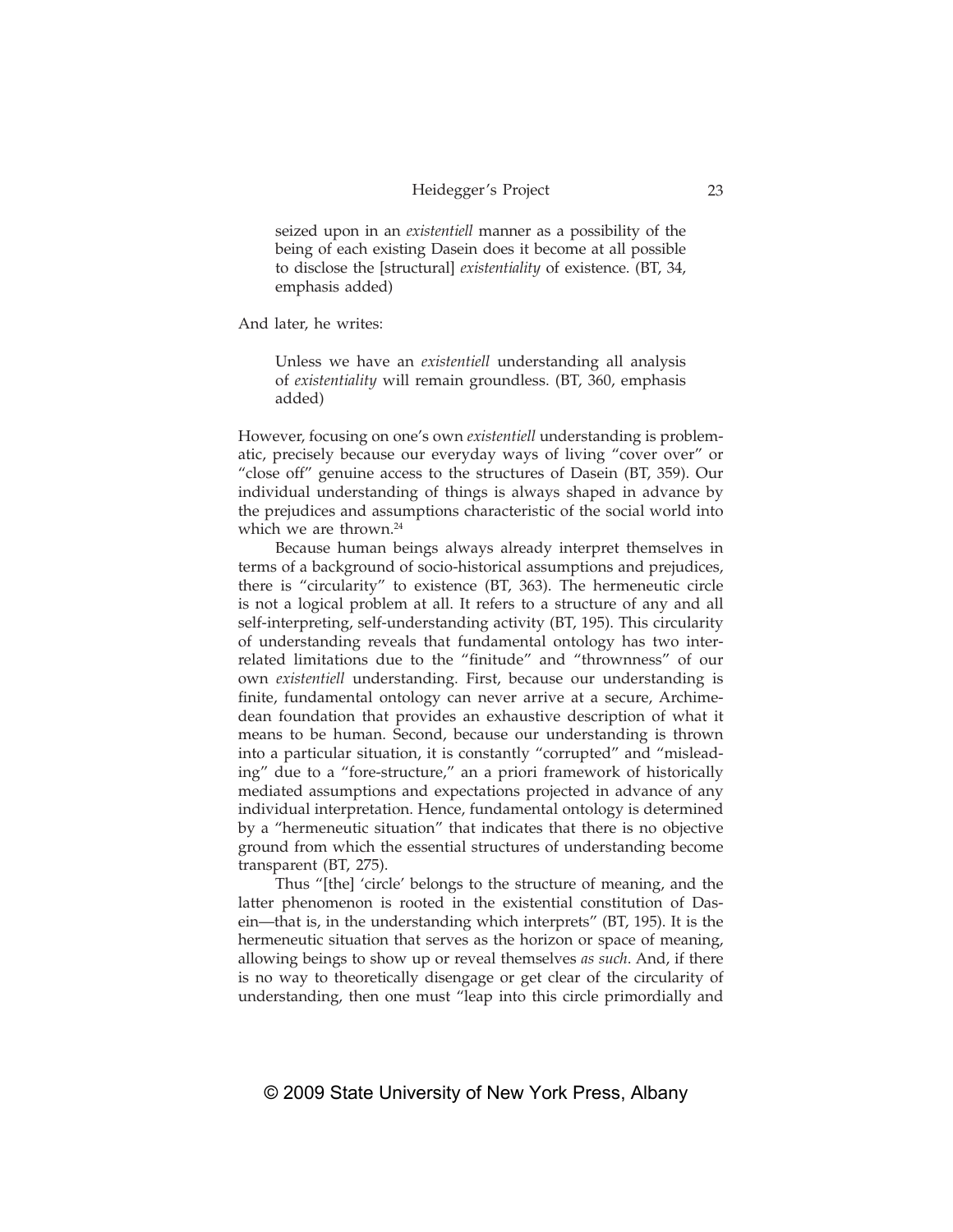> seized upon in an *existentiell* manner as a possibility of the being of each existing Dasein does it become at all possible to disclose the [structural] *existentiality* of existence. (BT, 34, emphasis added)

And later, he writes:

> Unless we have an *existentiell* understanding all analysis of *existentiality* will remain groundless. (BT, 360, emphasis added)

However, focusing on one's own *existentiell* understanding is problematic, precisely because our everyday ways of living "cover over" or "close off" genuine access to the structures of Dasein (BT, 359). Our individual understanding of things is always shaped in advance by the prejudices and assumptions characteristic of the social world into which we are thrown.[24]

Because human beings always already interpret themselves in terms of a background of socio-historical assumptions and prejudices, there is "circularity" to existence (BT, 363). The hermeneutic circle is not a logical problem at all. It refers to a structure of any and all self-interpreting, self-understanding activity (BT, 195). This circularity of understanding reveals that fundamental ontology has two interrelated limitations due to the "finitude" and "thrownness" of our own *existentiell* understanding. First, because our understanding is finite, fundamental ontology can never arrive at a secure, Archimedean foundation that provides an exhaustive description of what it means to be human. Second, because our understanding is thrown into a particular situation, it is constantly "corrupted" and "misleading" due to a "fore-structure," an a priori framework of historically mediated assumptions and expectations projected in advance of any individual interpretation. Hence, fundamental ontology is determined by a "hermeneutic situation" that indicates that there is no objective ground from which the essential structures of understanding become transparent (BT, 275).

Thus "[the] 'circle' belongs to the structure of meaning, and the latter phenomenon is rooted in the existential constitution of Dasein—that is, in the understanding which interprets" (BT, 195). It is the hermeneutic situation that serves as the horizon or space of meaning, allowing beings to show up or reveal themselves *as such*. And, if there is no way to theoretically disengage or get clear of the circularity of understanding, then one must "leap into this circle primordially and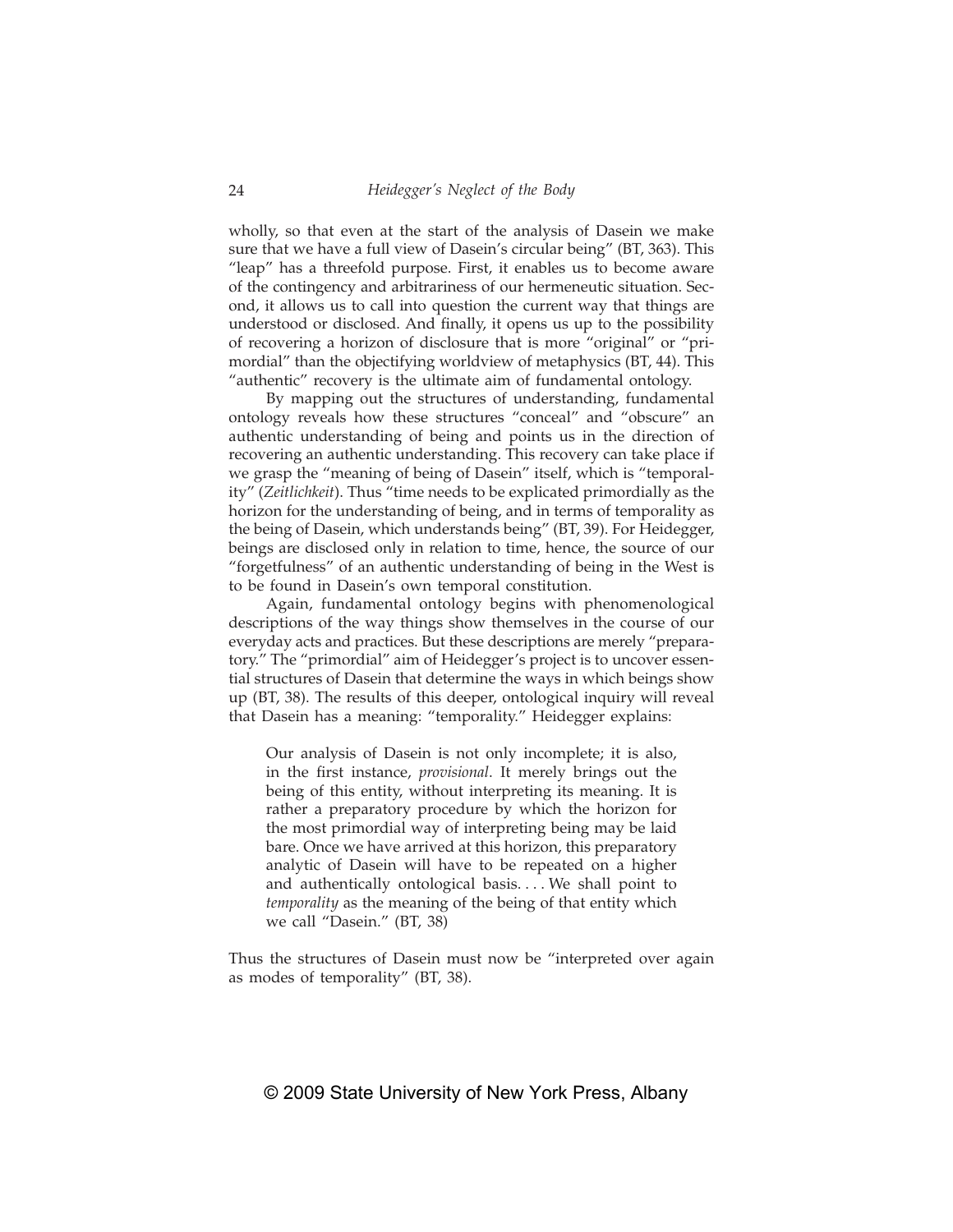wholly, so that even at the start of the analysis of Dasein we make sure that we have a full view of Dasein's circular being" (BT, 363). This "leap" has a threefold purpose. First, it enables us to become aware of the contingency and arbitrariness of our hermeneutic situation. Second, it allows us to call into question the current way that things are understood or disclosed. And finally, it opens us up to the possibility of recovering a horizon of disclosure that is more "original" or "primordial" than the objectifying worldview of metaphysics (BT, 44). This "authentic" recovery is the ultimate aim of fundamental ontology.

By mapping out the structures of understanding, fundamental ontology reveals how these structures "conceal" and "obscure" an authentic understanding of being and points us in the direction of recovering an authentic understanding. This recovery can take place if we grasp the "meaning of being of Dasein" itself, which is "temporality" (*Zeitlichkeit*). Thus "time needs to be explicated primordially as the horizon for the understanding of being, and in terms of temporality as the being of Dasein, which understands being" (BT, 39). For Heidegger, beings are disclosed only in relation to time, hence, the source of our "forgetfulness" of an authentic understanding of being in the West is to be found in Dasein's own temporal constitution.

Again, fundamental ontology begins with phenomenological descriptions of the way things show themselves in the course of our everyday acts and practices. But these descriptions are merely "preparatory." The "primordial" aim of Heidegger's project is to uncover essential structures of Dasein that determine the ways in which beings show up (BT, 38). The results of this deeper, ontological inquiry will reveal that Dasein has a meaning: "temporality." Heidegger explains:

> Our analysis of Dasein is not only incomplete; it is also, in the first instance, *provisional*. It merely brings out the being of this entity, without interpreting its meaning. It is rather a preparatory procedure by which the horizon for the most primordial way of interpreting being may be laid bare. Once we have arrived at this horizon, this preparatory analytic of Dasein will have to be repeated on a higher and authentically ontological basis. . . . We shall point to *temporality* as the meaning of the being of that entity which we call "Dasein." (BT, 38)

Thus the structures of Dasein must now be "interpreted over again as modes of temporality" (BT, 38).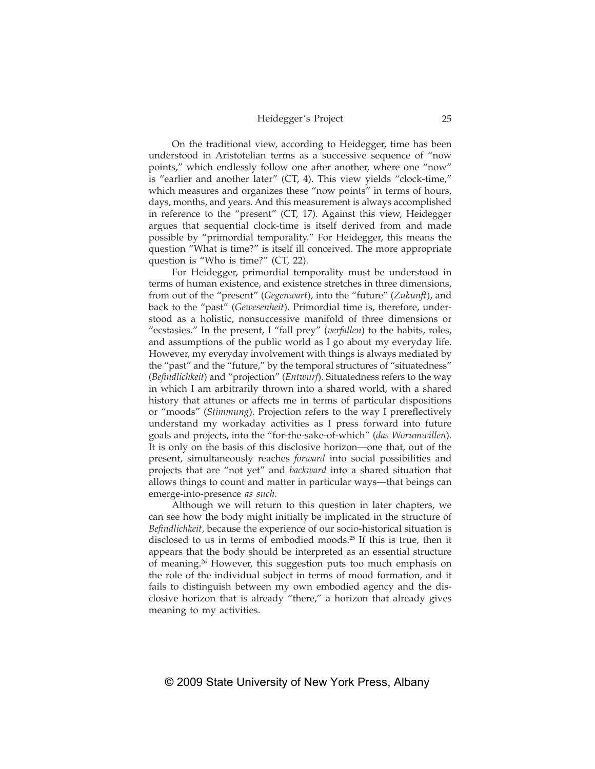On the traditional view, according to Heidegger, time has been understood in Aristotelian terms as a successive sequence of "now points," which endlessly follow one after another, where one "now" is "earlier and another later" (CT, 4). This view yields "clock-time," which measures and organizes these "now points" in terms of hours, days, months, and years. And this measurement is always accomplished in reference to the "present" (CT, 17). Against this view, Heidegger argues that sequential clock-time is itself derived from and made possible by "primordial temporality." For Heidegger, this means the question "What is time?" is itself ill conceived. The more appropriate question is "Who is time?" (CT, 22).

For Heidegger, primordial temporality must be understood in terms of human existence, and existence stretches in three dimensions, from out of the "present" (*Gegenwart*), into the "future" (*Zukunft*), and back to the "past" (*Gewesenheit*). Primordial time is, therefore, understood as a holistic, nonsuccessive manifold of three dimensions or "ecstasies." In the present, I "fall prey" (*verfallen*) to the habits, roles, and assumptions of the public world as I go about my everyday life. However, my everyday involvement with things is always mediated by the "past" and the "future," by the temporal structures of "situatedness" (*Befindlichkeit*) and "projection" (*Entwurf*). Situatedness refers to the way in which I am arbitrarily thrown into a shared world, with a shared history that attunes or affects me in terms of particular dispositions or "moods" (*Stimmung*). Projection refers to the way I prereflectively understand my workaday activities as I press forward into future goals and projects, into the "for-the-sake-of-which" (*das Worumwillen*). It is only on the basis of this disclosive horizon—one that, out of the present, simultaneously reaches *forward* into social possibilities and projects that are "not yet" and *backward* into a shared situation that allows things to count and matter in particular ways—that beings can emerge-into-presence *as such*.

Although we will return to this question in later chapters, we can see how the body might initially be implicated in the structure of *Befindlichkeit*, because the experience of our socio-historical situation is disclosed to us in terms of embodied moods.[25] If this is true, then it appears that the body should be interpreted as an essential structure of meaning.[26] However, this suggestion puts too much emphasis on the role of the individual subject in terms of mood formation, and it fails to distinguish between my own embodied agency and the disclosive horizon that is already "there," a horizon that already gives meaning to my activities.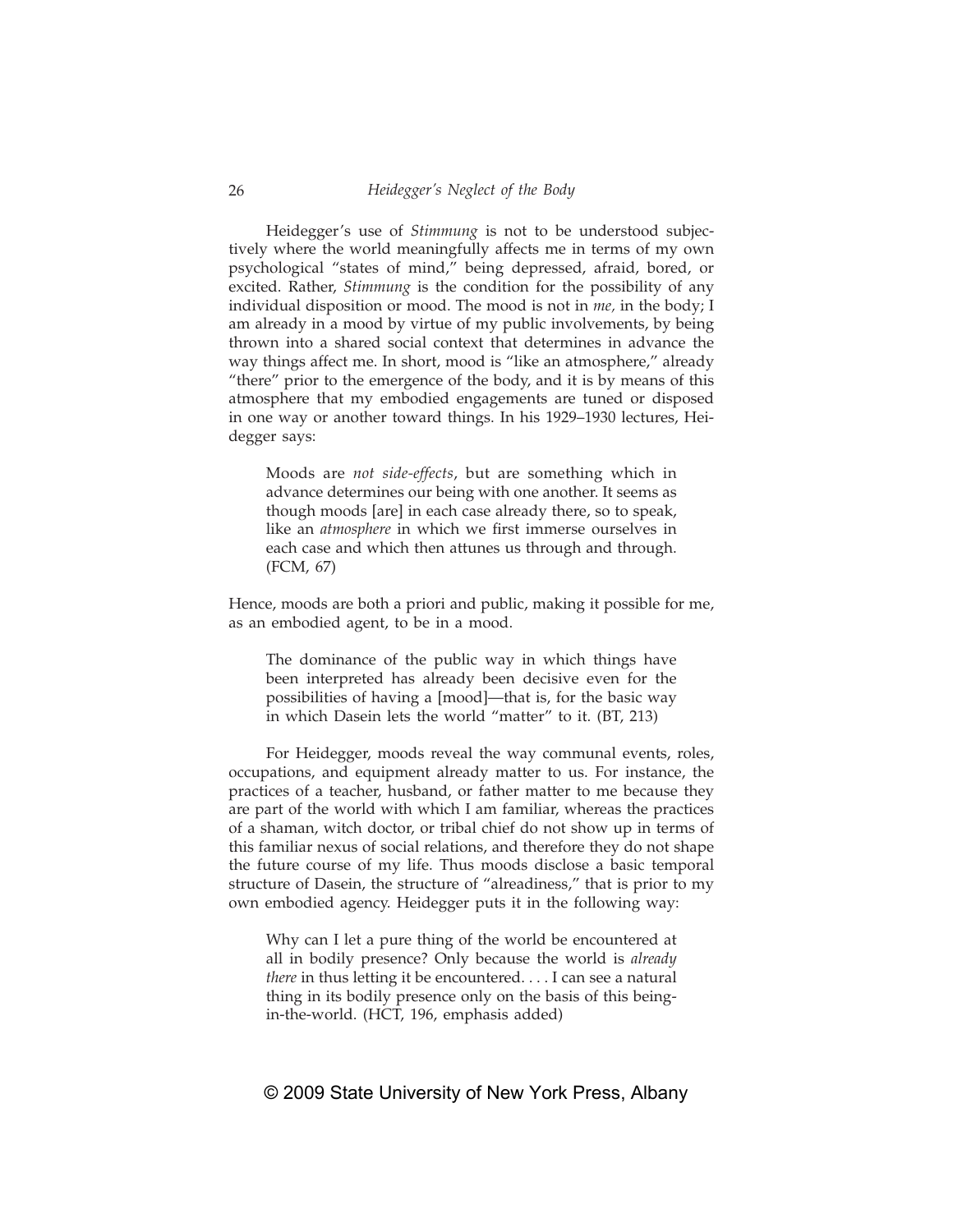Heidegger's use of *Stimmung* is not to be understood subjectively where the world meaningfully affects me in terms of my own psychological "states of mind," being depressed, afraid, bored, or excited. Rather, *Stimmung* is the condition for the possibility of any individual disposition or mood. The mood is not in *me,* in the body; I am already in a mood by virtue of my public involvements, by being thrown into a shared social context that determines in advance the way things affect me. In short, mood is "like an atmosphere," already "there" prior to the emergence of the body, and it is by means of this atmosphere that my embodied engagements are tuned or disposed in one way or another toward things. In his 1929–1930 lectures, Heidegger says:

> Moods are *not side-effects*, but are something which in advance determines our being with one another. It seems as though moods [are] in each case already there, so to speak, like an *atmosphere* in which we first immerse ourselves in each case and which then attunes us through and through. (FCM, 67)

Hence, moods are both a priori and public, making it possible for me, as an embodied agent, to be in a mood.

> The dominance of the public way in which things have been interpreted has already been decisive even for the possibilities of having a [mood]—that is, for the basic way in which Dasein lets the world "matter" to it. (BT, 213)

For Heidegger, moods reveal the way communal events, roles, occupations, and equipment already matter to us. For instance, the practices of a teacher, husband, or father matter to me because they are part of the world with which I am familiar, whereas the practices of a shaman, witch doctor, or tribal chief do not show up in terms of this familiar nexus of social relations, and therefore they do not shape the future course of my life. Thus moods disclose a basic temporal structure of Dasein, the structure of "alreadiness," that is prior to my own embodied agency. Heidegger puts it in the following way:

> Why can I let a pure thing of the world be encountered at all in bodily presence? Only because the world is *already there* in thus letting it be encountered. . . . I can see a natural thing in its bodily presence only on the basis of this being-in-the-world. (HCT, 196, emphasis added)